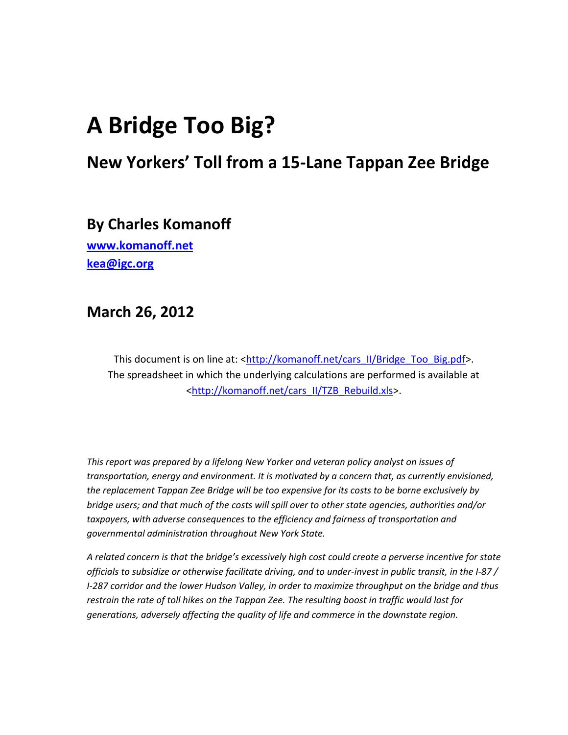# A Bridge Too Big?

## New Yorkers' Toll from a 15-Lane Tappan Zee Bridge

### By Charles Komanoff

**www.komanoff.net**
**kea@igc.org**

### March 26, 2012

This document is on line at: <http://komanoff.net/cars_II/Bridge_Too_Big.pdf>. The spreadsheet in which the underlying calculations are performed is available at <http://komanoff.net/cars_II/TZB_Rebuild.xls>.

*This report was prepared by a lifelong New Yorker and veteran policy analyst on issues of transportation, energy and environment. It is motivated by a concern that, as currently envisioned, the replacement Tappan Zee Bridge will be too expensive for its costs to be borne exclusively by bridge users; and that much of the costs will spill over to other state agencies, authorities and/or taxpayers, with adverse consequences to the efficiency and fairness of transportation and governmental administration throughout New York State.*

*A related concern is that the bridge's excessively high cost could create a perverse incentive for state officials to subsidize or otherwise facilitate driving, and to under-invest in public transit, in the I-87 / I-287 corridor and the lower Hudson Valley, in order to maximize throughput on the bridge and thus restrain the rate of toll hikes on the Tappan Zee. The resulting boost in traffic would last for generations, adversely affecting the quality of life and commerce in the downstate region.*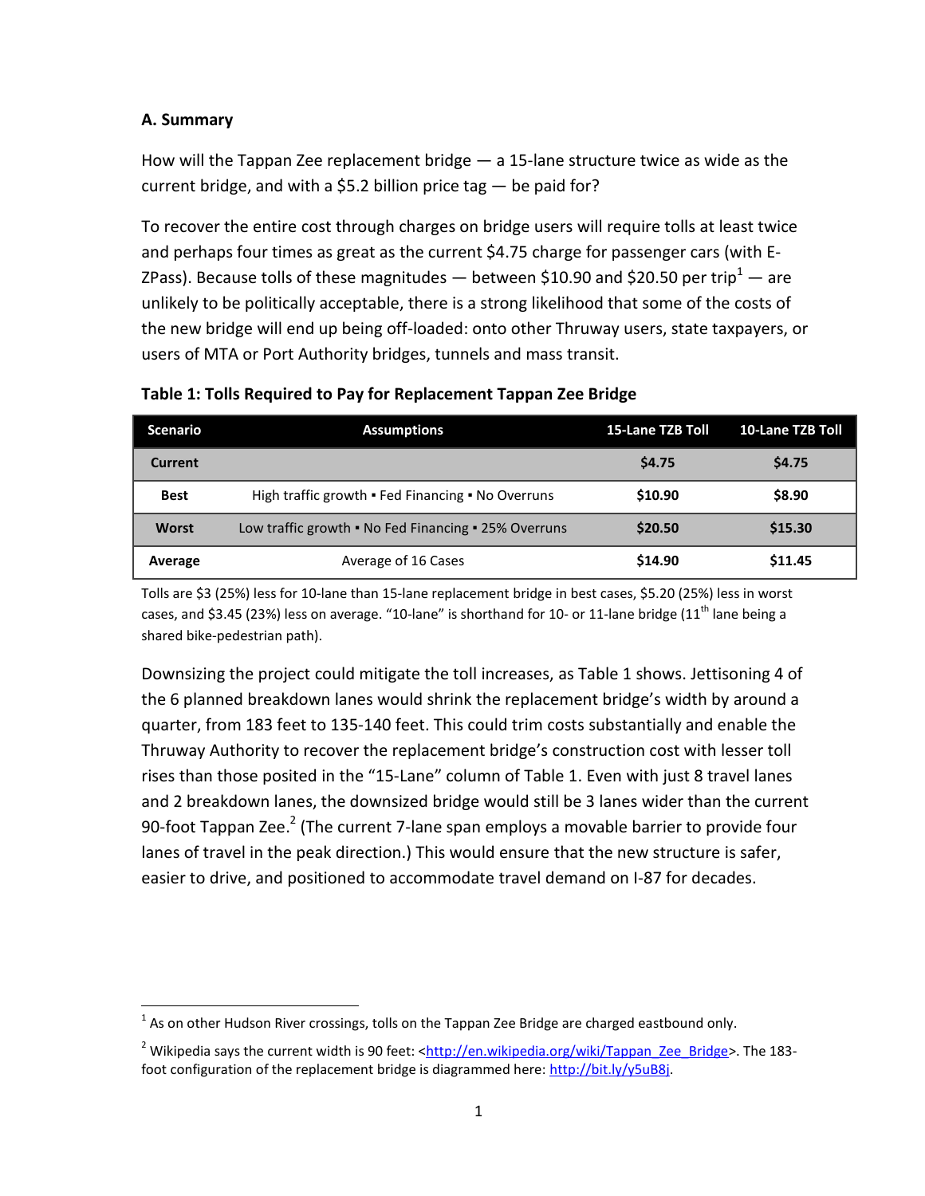### A. Summary

How will the Tappan Zee replacement bridge — a 15-lane structure twice as wide as the current bridge, and with a $5.2 billion price tag — be paid for?

To recover the entire cost through charges on bridge users will require tolls at least twice and perhaps four times as great as the current $4.75 charge for passenger cars (with E-ZPass). Because tolls of these magnitudes — between $10.90 and $20.50 per trip[1] — are unlikely to be politically acceptable, there is a strong likelihood that some of the costs of the new bridge will end up being off-loaded: onto other Thruway users, state taxpayers, or users of MTA or Port Authority bridges, tunnels and mass transit.

**Table 1: Tolls Required to Pay for Replacement Tappan Zee Bridge**

| Scenario | Assumptions | 15-Lane TZB Toll | 10-Lane TZB Toll |
|---|---|---|---|
| **Current** | | **$4.75** | **$4.75** |
| **Best** | High traffic growth ▪ Fed Financing ▪ No Overruns | **$10.90** | **$8.90** |
| **Worst** | Low traffic growth ▪ No Fed Financing ▪ 25% Overruns | **$20.50** | **$15.30** |
| **Average** | Average of 16 Cases | **$14.90** | **$11.45** |

Tolls are $3 (25%) less for 10-lane than 15-lane replacement bridge in best cases, $5.20 (25%) less in worst cases, and $3.45 (23%) less on average. "10-lane" is shorthand for 10- or 11-lane bridge (11th lane being a shared bike-pedestrian path).

Downsizing the project could mitigate the toll increases, as Table 1 shows. Jettisoning 4 of the 6 planned breakdown lanes would shrink the replacement bridge's width by around a quarter, from 183 feet to 135-140 feet. This could trim costs substantially and enable the Thruway Authority to recover the replacement bridge's construction cost with lesser toll rises than those posited in the "15-Lane" column of Table 1. Even with just 8 travel lanes and 2 breakdown lanes, the downsized bridge would still be 3 lanes wider than the current 90-foot Tappan Zee.[2] (The current 7-lane span employs a movable barrier to provide four lanes of travel in the peak direction.) This would ensure that the new structure is safer, easier to drive, and positioned to accommodate travel demand on I-87 for decades.

---

[1] As on other Hudson River crossings, tolls on the Tappan Zee Bridge are charged eastbound only.

[2] Wikipedia says the current width is 90 feet: <http://en.wikipedia.org/wiki/Tappan_Zee_Bridge>. The 183-foot configuration of the replacement bridge is diagrammed here: http://bit.ly/y5uB8j.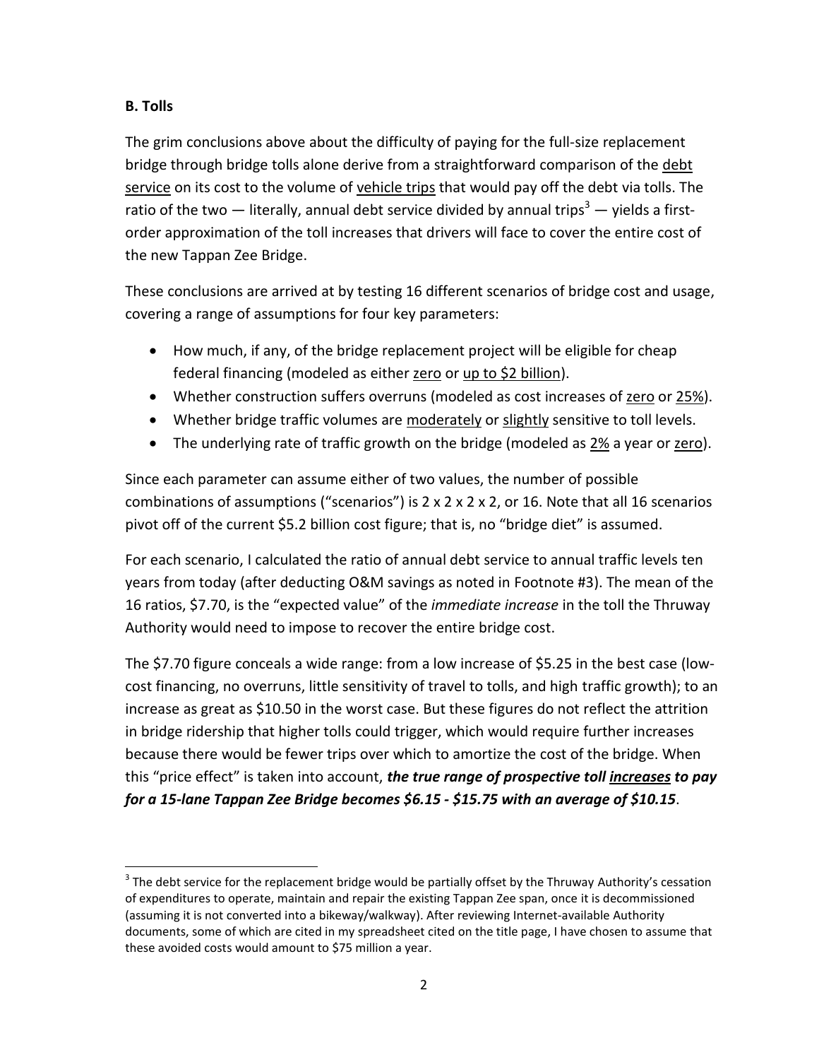**B. Tolls**

The grim conclusions above about the difficulty of paying for the full-size replacement bridge through bridge tolls alone derive from a straightforward comparison of the <u>debt service</u> on its cost to the volume of <u>vehicle trips</u> that would pay off the debt via tolls. The ratio of the two — literally, annual debt service divided by annual trips[3] — yields a first-order approximation of the toll increases that drivers will face to cover the entire cost of the new Tappan Zee Bridge.

These conclusions are arrived at by testing 16 different scenarios of bridge cost and usage, covering a range of assumptions for four key parameters:

- How much, if any, of the bridge replacement project will be eligible for cheap federal financing (modeled as either <u>zero</u> or <u>up to $2 billion</u>).
- Whether construction suffers overruns (modeled as cost increases of <u>zero</u> or <u>25%</u>).
- Whether bridge traffic volumes are <u>moderately</u> or <u>slightly</u> sensitive to toll levels.
- The underlying rate of traffic growth on the bridge (modeled as <u>2%</u> a year or <u>zero</u>).

Since each parameter can assume either of two values, the number of possible combinations of assumptions ("scenarios") is 2 x 2 x 2 x 2, or 16. Note that all 16 scenarios pivot off of the current $5.2 billion cost figure; that is, no "bridge diet" is assumed.

For each scenario, I calculated the ratio of annual debt service to annual traffic levels ten years from today (after deducting O&M savings as noted in Footnote #3). The mean of the 16 ratios, $7.70, is the "expected value" of the *immediate increase* in the toll the Thruway Authority would need to impose to recover the entire bridge cost.

The $7.70 figure conceals a wide range: from a low increase of $5.25 in the best case (low-cost financing, no overruns, little sensitivity of travel to tolls, and high traffic growth); to an increase as great as $10.50 in the worst case. But these figures do not reflect the attrition in bridge ridership that higher tolls could trigger, which would require further increases because there would be fewer trips over which to amortize the cost of the bridge. When this "price effect" is taken into account, ***the true range of prospective toll <u>increases</u> to pay for a 15-lane Tappan Zee Bridge becomes $6.15 - $15.75 with an average of $10.15***.

[3] The debt service for the replacement bridge would be partially offset by the Thruway Authority's cessation of expenditures to operate, maintain and repair the existing Tappan Zee span, once it is decommissioned (assuming it is not converted into a bikeway/walkway). After reviewing Internet-available Authority documents, some of which are cited in my spreadsheet cited on the title page, I have chosen to assume that these avoided costs would amount to $75 million a year.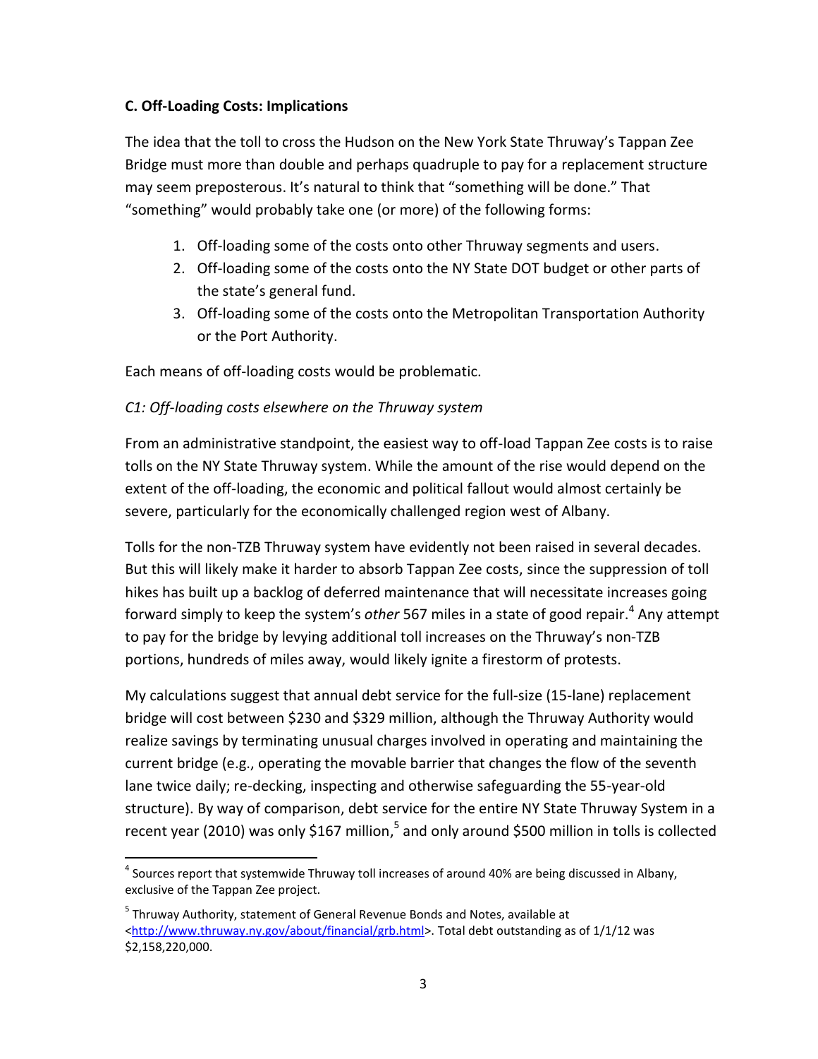### C. Off-Loading Costs: Implications

The idea that the toll to cross the Hudson on the New York State Thruway's Tappan Zee Bridge must more than double and perhaps quadruple to pay for a replacement structure may seem preposterous. It's natural to think that "something will be done." That "something" would probably take one (or more) of the following forms:

1. Off-loading some of the costs onto other Thruway segments and users.
2. Off-loading some of the costs onto the NY State DOT budget or other parts of the state's general fund.
3. Off-loading some of the costs onto the Metropolitan Transportation Authority or the Port Authority.

Each means of off-loading costs would be problematic.

*C1: Off-loading costs elsewhere on the Thruway system*

From an administrative standpoint, the easiest way to off-load Tappan Zee costs is to raise tolls on the NY State Thruway system. While the amount of the rise would depend on the extent of the off-loading, the economic and political fallout would almost certainly be severe, particularly for the economically challenged region west of Albany.

Tolls for the non-TZB Thruway system have evidently not been raised in several decades. But this will likely make it harder to absorb Tappan Zee costs, since the suppression of toll hikes has built up a backlog of deferred maintenance that will necessitate increases going forward simply to keep the system's *other* 567 miles in a state of good repair.[4] Any attempt to pay for the bridge by levying additional toll increases on the Thruway's non-TZB portions, hundreds of miles away, would likely ignite a firestorm of protests.

My calculations suggest that annual debt service for the full-size (15-lane) replacement bridge will cost between $230 and $329 million, although the Thruway Authority would realize savings by terminating unusual charges involved in operating and maintaining the current bridge (e.g., operating the movable barrier that changes the flow of the seventh lane twice daily; re-decking, inspecting and otherwise safeguarding the 55-year-old structure). By way of comparison, debt service for the entire NY State Thruway System in a recent year (2010) was only $167 million,[5] and only around $500 million in tolls is collected

[4] Sources report that systemwide Thruway toll increases of around 40% are being discussed in Albany, exclusive of the Tappan Zee project.

[5] Thruway Authority, statement of General Revenue Bonds and Notes, available at <http://www.thruway.ny.gov/about/financial/grb.html>. Total debt outstanding as of 1/1/12 was $2,158,220,000.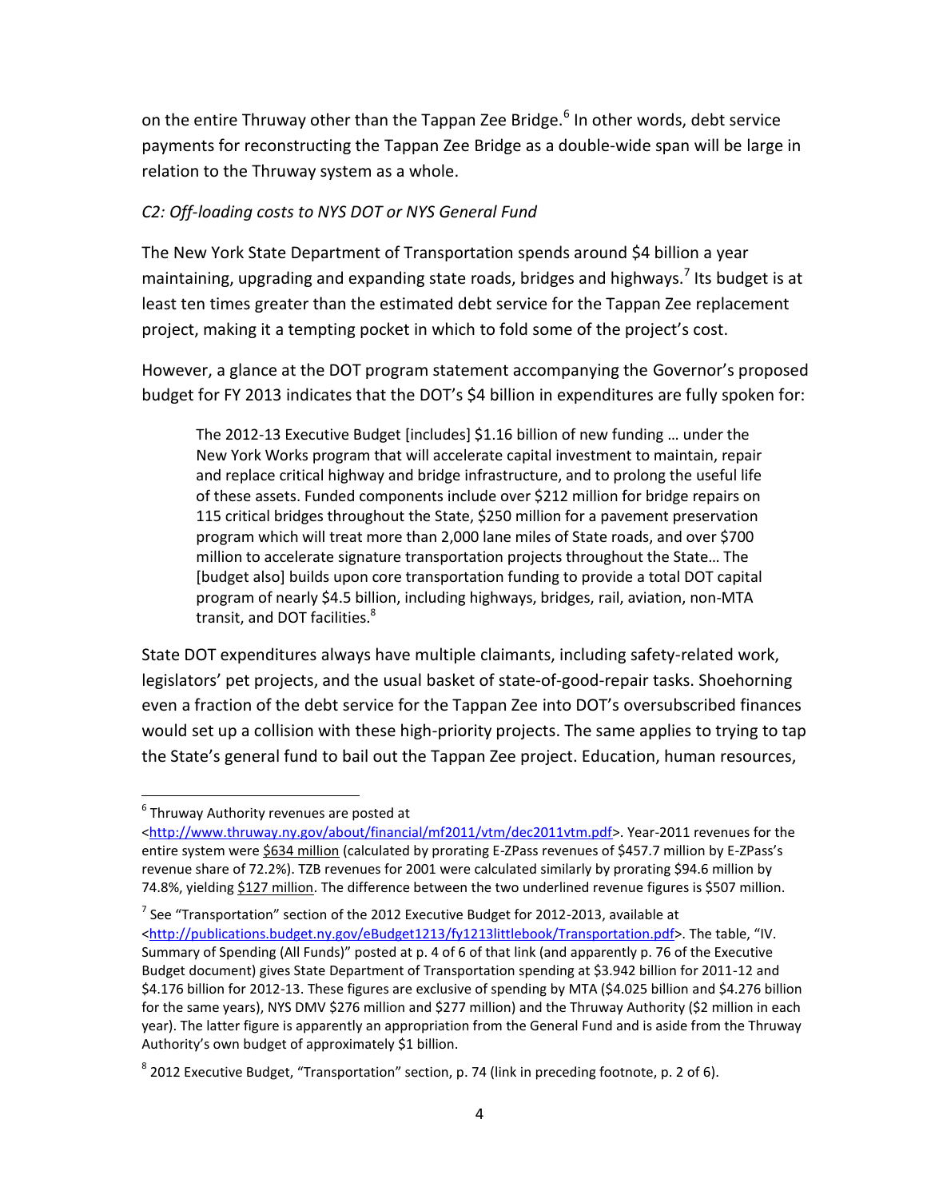on the entire Thruway other than the Tappan Zee Bridge.[6] In other words, debt service payments for reconstructing the Tappan Zee Bridge as a double-wide span will be large in relation to the Thruway system as a whole.

*C2: Off-loading costs to NYS DOT or NYS General Fund*

The New York State Department of Transportation spends around $4 billion a year maintaining, upgrading and expanding state roads, bridges and highways.[7] Its budget is at least ten times greater than the estimated debt service for the Tappan Zee replacement project, making it a tempting pocket in which to fold some of the project's cost.

However, a glance at the DOT program statement accompanying the Governor's proposed budget for FY 2013 indicates that the DOT's $4 billion in expenditures are fully spoken for:

> The 2012-13 Executive Budget [includes] $1.16 billion of new funding … under the New York Works program that will accelerate capital investment to maintain, repair and replace critical highway and bridge infrastructure, and to prolong the useful life of these assets. Funded components include over $212 million for bridge repairs on 115 critical bridges throughout the State, $250 million for a pavement preservation program which will treat more than 2,000 lane miles of State roads, and over $700 million to accelerate signature transportation projects throughout the State… The [budget also] builds upon core transportation funding to provide a total DOT capital program of nearly $4.5 billion, including highways, bridges, rail, aviation, non-MTA transit, and DOT facilities.[8]

State DOT expenditures always have multiple claimants, including safety-related work, legislators' pet projects, and the usual basket of state-of-good-repair tasks. Shoehorning even a fraction of the debt service for the Tappan Zee into DOT's oversubscribed finances would set up a collision with these high-priority projects. The same applies to trying to tap the State's general fund to bail out the Tappan Zee project. Education, human resources,

---

[6] Thruway Authority revenues are posted at <http://www.thruway.ny.gov/about/financial/mf2011/vtm/dec2011vtm.pdf>. Year-2011 revenues for the entire system were $634 million (calculated by prorating E-ZPass revenues of $457.7 million by E-ZPass's revenue share of 72.2%). TZB revenues for 2001 were calculated similarly by prorating $94.6 million by 74.8%, yielding $127 million. The difference between the two underlined revenue figures is $507 million.

[7] See "Transportation" section of the 2012 Executive Budget for 2012-2013, available at <http://publications.budget.ny.gov/eBudget1213/fy1213littlebook/Transportation.pdf>. The table, "IV. Summary of Spending (All Funds)" posted at p. 4 of 6 of that link (and apparently p. 76 of the Executive Budget document) gives State Department of Transportation spending at $3.942 billion for 2011-12 and $4.176 billion for 2012-13. These figures are exclusive of spending by MTA ($4.025 billion and $4.276 billion for the same years), NYS DMV $276 million and $277 million) and the Thruway Authority ($2 million in each year). The latter figure is apparently an appropriation from the General Fund and is aside from the Thruway Authority's own budget of approximately $1 billion.

[8] 2012 Executive Budget, "Transportation" section, p. 74 (link in preceding footnote, p. 2 of 6).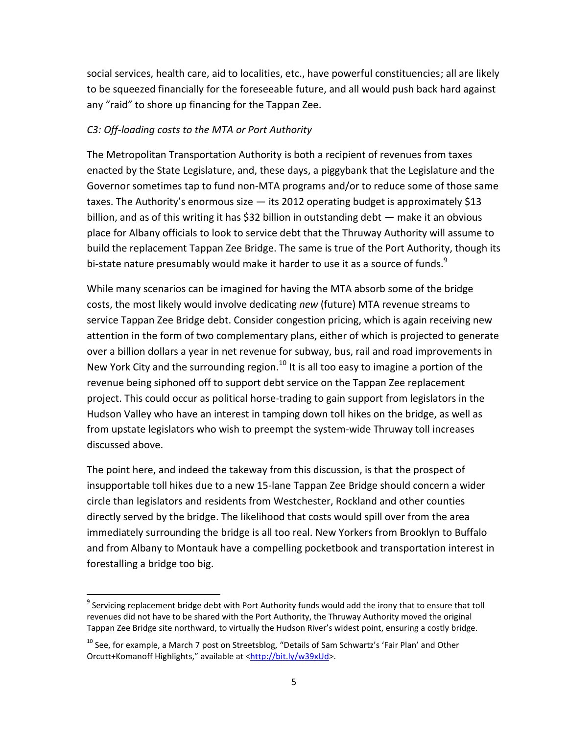social services, health care, aid to localities, etc., have powerful constituencies; all are likely to be squeezed financially for the foreseeable future, and all would push back hard against any "raid" to shore up financing for the Tappan Zee.

*C3: Off-loading costs to the MTA or Port Authority*

The Metropolitan Transportation Authority is both a recipient of revenues from taxes enacted by the State Legislature, and, these days, a piggybank that the Legislature and the Governor sometimes tap to fund non-MTA programs and/or to reduce some of those same taxes. The Authority's enormous size — its 2012 operating budget is approximately $13 billion, and as of this writing it has $32 billion in outstanding debt — make it an obvious place for Albany officials to look to service debt that the Thruway Authority will assume to build the replacement Tappan Zee Bridge. The same is true of the Port Authority, though its bi-state nature presumably would make it harder to use it as a source of funds.[9]

While many scenarios can be imagined for having the MTA absorb some of the bridge costs, the most likely would involve dedicating *new* (future) MTA revenue streams to service Tappan Zee Bridge debt. Consider congestion pricing, which is again receiving new attention in the form of two complementary plans, either of which is projected to generate over a billion dollars a year in net revenue for subway, bus, rail and road improvements in New York City and the surrounding region.[10] It is all too easy to imagine a portion of the revenue being siphoned off to support debt service on the Tappan Zee replacement project. This could occur as political horse-trading to gain support from legislators in the Hudson Valley who have an interest in tamping down toll hikes on the bridge, as well as from upstate legislators who wish to preempt the system-wide Thruway toll increases discussed above.

The point here, and indeed the takeway from this discussion, is that the prospect of insupportable toll hikes due to a new 15-lane Tappan Zee Bridge should concern a wider circle than legislators and residents from Westchester, Rockland and other counties directly served by the bridge. The likelihood that costs would spill over from the area immediately surrounding the bridge is all too real. New Yorkers from Brooklyn to Buffalo and from Albany to Montauk have a compelling pocketbook and transportation interest in forestalling a bridge too big.

---

[9] Servicing replacement bridge debt with Port Authority funds would add the irony that to ensure that toll revenues did not have to be shared with the Port Authority, the Thruway Authority moved the original Tappan Zee Bridge site northward, to virtually the Hudson River's widest point, ensuring a costly bridge.

[10] See, for example, a March 7 post on Streetsblog, "Details of Sam Schwartz's 'Fair Plan' and Other Orcutt+Komanoff Highlights," available at <http://bit.ly/w39xUd>.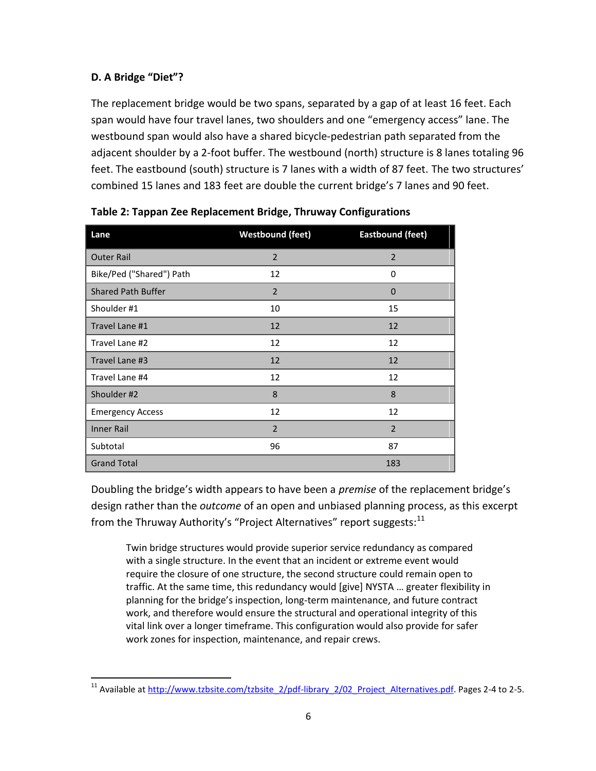### D. A Bridge "Diet"?

The replacement bridge would be two spans, separated by a gap of at least 16 feet. Each span would have four travel lanes, two shoulders and one "emergency access" lane. The westbound span would also have a shared bicycle-pedestrian path separated from the adjacent shoulder by a 2-foot buffer. The westbound (north) structure is 8 lanes totaling 96 feet. The eastbound (south) structure is 7 lanes with a width of 87 feet. The two structures' combined 15 lanes and 183 feet are double the current bridge's 7 lanes and 90 feet.

**Table 2: Tappan Zee Replacement Bridge, Thruway Configurations**

| Lane | Westbound (feet) | Eastbound (feet) |
|---|---|---|
| Outer Rail | 2 | 2 |
| Bike/Ped ("Shared") Path | 12 | 0 |
| Shared Path Buffer | 2 | 0 |
| Shoulder #1 | 10 | 15 |
| Travel Lane #1 | 12 | 12 |
| Travel Lane #2 | 12 | 12 |
| Travel Lane #3 | 12 | 12 |
| Travel Lane #4 | 12 | 12 |
| Shoulder #2 | 8 | 8 |
| Emergency Access | 12 | 12 |
| Inner Rail | 2 | 2 |
| Subtotal | 96 | 87 |
| Grand Total | | 183 |

Doubling the bridge's width appears to have been a *premise* of the replacement bridge's design rather than the *outcome* of an open and unbiased planning process, as this excerpt from the Thruway Authority's "Project Alternatives" report suggests:[11]

> Twin bridge structures would provide superior service redundancy as compared with a single structure. In the event that an incident or extreme event would require the closure of one structure, the second structure could remain open to traffic. At the same time, this redundancy would [give] NYSTA … greater flexibility in planning for the bridge's inspection, long-term maintenance, and future contract work, and therefore would ensure the structural and operational integrity of this vital link over a longer timeframe. This configuration would also provide for safer work zones for inspection, maintenance, and repair crews.

[11] Available at http://www.tzbsite.com/tzbsite_2/pdf-library_2/02_Project_Alternatives.pdf. Pages 2-4 to 2-5.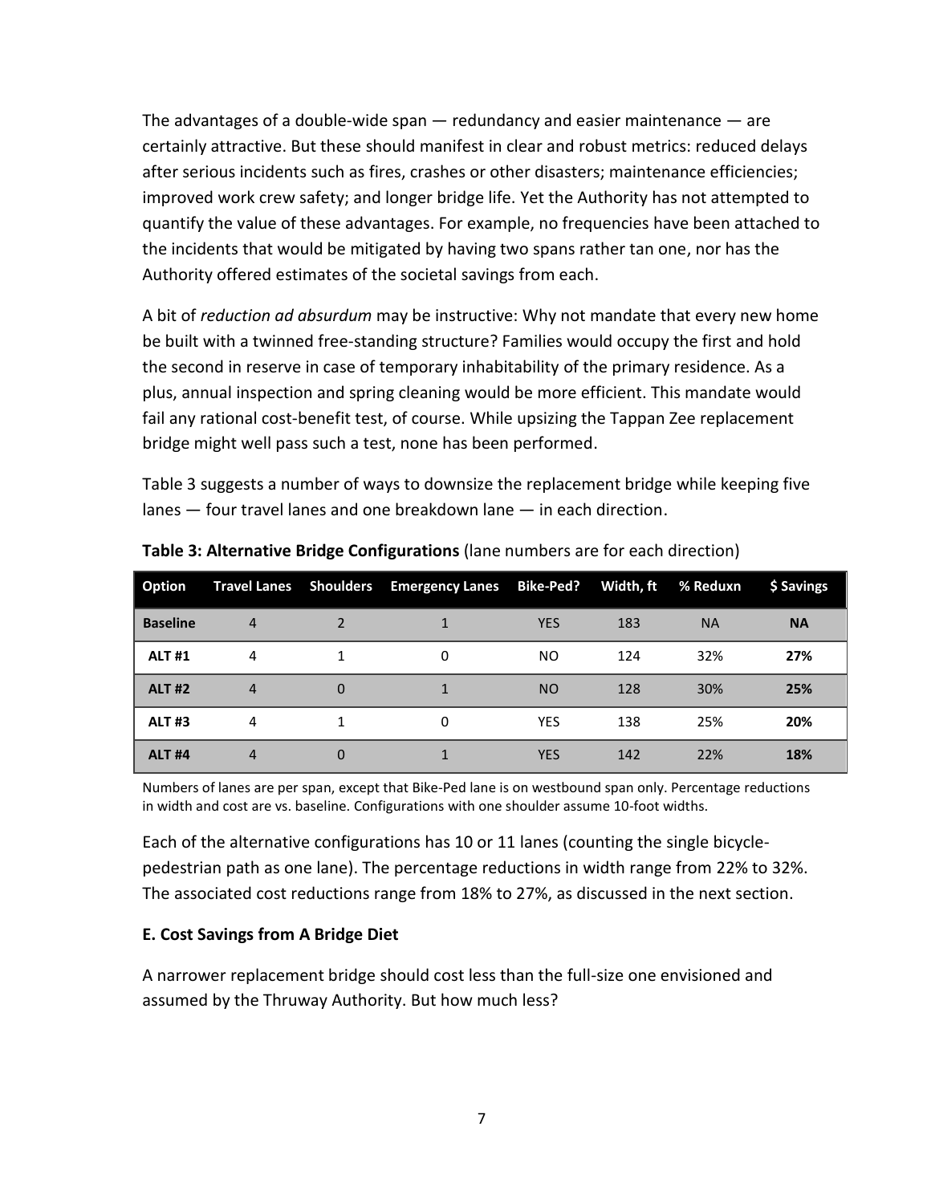The advantages of a double-wide span — redundancy and easier maintenance — are certainly attractive. But these should manifest in clear and robust metrics: reduced delays after serious incidents such as fires, crashes or other disasters; maintenance efficiencies; improved work crew safety; and longer bridge life. Yet the Authority has not attempted to quantify the value of these advantages. For example, no frequencies have been attached to the incidents that would be mitigated by having two spans rather tan one, nor has the Authority offered estimates of the societal savings from each.

A bit of *reduction ad absurdum* may be instructive: Why not mandate that every new home be built with a twinned free-standing structure? Families would occupy the first and hold the second in reserve in case of temporary inhabitability of the primary residence. As a plus, annual inspection and spring cleaning would be more efficient. This mandate would fail any rational cost-benefit test, of course. While upsizing the Tappan Zee replacement bridge might well pass such a test, none has been performed.

Table 3 suggests a number of ways to downsize the replacement bridge while keeping five lanes — four travel lanes and one breakdown lane — in each direction.

**Table 3: Alternative Bridge Configurations** (lane numbers are for each direction)

| Option | Travel Lanes | Shoulders | Emergency Lanes | Bike-Ped? | Width, ft | % Reduxn | $ Savings |
|---|---|---|---|---|---|---|---|
| **Baseline** | 4 | 2 | 1 | YES | 183 | NA | **NA** |
| **ALT #1** | 4 | 1 | 0 | NO | 124 | 32% | **27%** |
| **ALT #2** | 4 | 0 | 1 | NO | 128 | 30% | **25%** |
| **ALT #3** | 4 | 1 | 0 | YES | 138 | 25% | **20%** |
| **ALT #4** | 4 | 0 | 1 | YES | 142 | 22% | **18%** |

Numbers of lanes are per span, except that Bike-Ped lane is on westbound span only. Percentage reductions in width and cost are vs. baseline. Configurations with one shoulder assume 10-foot widths.

Each of the alternative configurations has 10 or 11 lanes (counting the single bicycle-pedestrian path as one lane). The percentage reductions in width range from 22% to 32%. The associated cost reductions range from 18% to 27%, as discussed in the next section.

### E. Cost Savings from A Bridge Diet

A narrower replacement bridge should cost less than the full-size one envisioned and assumed by the Thruway Authority. But how much less?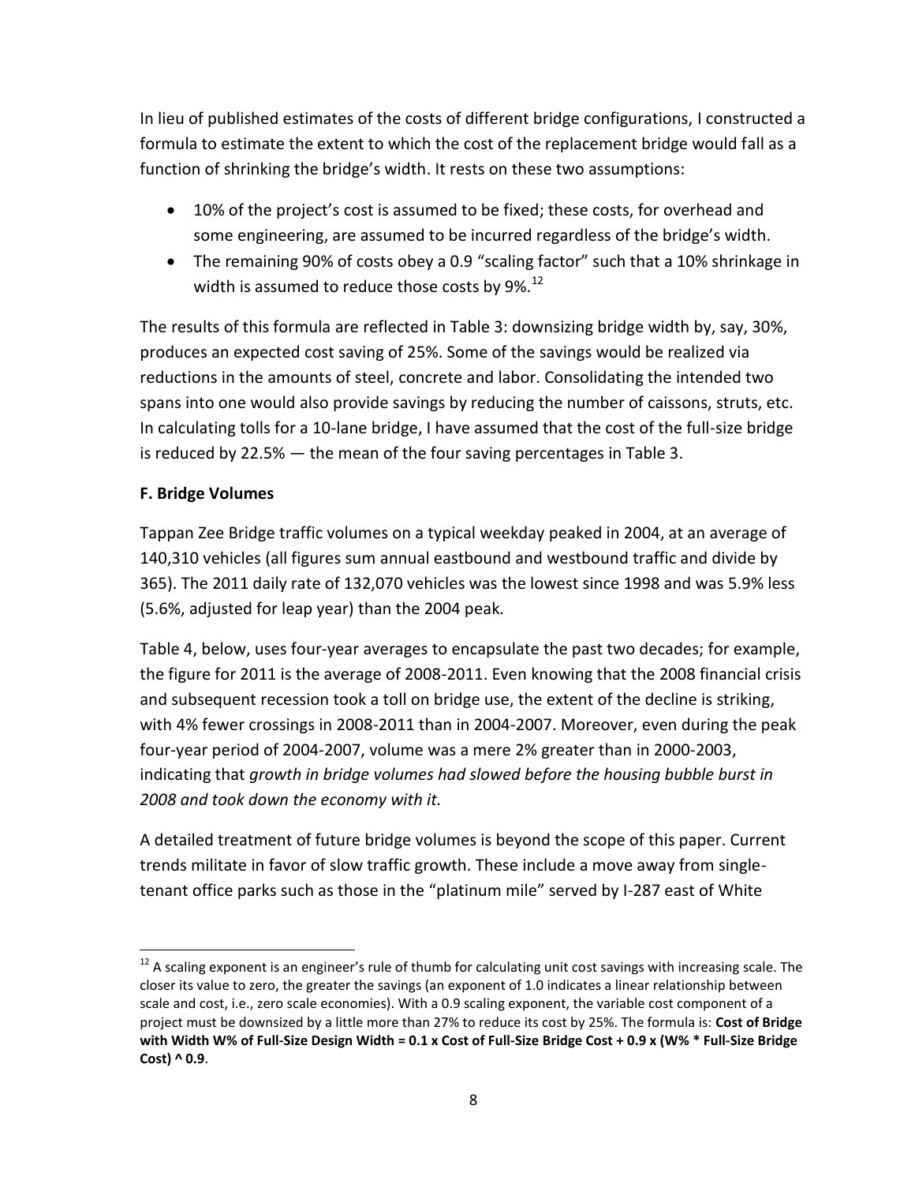In lieu of published estimates of the costs of different bridge configurations, I constructed a formula to estimate the extent to which the cost of the replacement bridge would fall as a function of shrinking the bridge's width. It rests on these two assumptions:

- 10% of the project's cost is assumed to be fixed; these costs, for overhead and some engineering, are assumed to be incurred regardless of the bridge's width.
- The remaining 90% of costs obey a 0.9 "scaling factor" such that a 10% shrinkage in width is assumed to reduce those costs by 9%.[12]

The results of this formula are reflected in Table 3: downsizing bridge width by, say, 30%, produces an expected cost saving of 25%. Some of the savings would be realized via reductions in the amounts of steel, concrete and labor. Consolidating the intended two spans into one would also provide savings by reducing the number of caissons, struts, etc. In calculating tolls for a 10-lane bridge, I have assumed that the cost of the full-size bridge is reduced by 22.5% — the mean of the four saving percentages in Table 3.

### F. Bridge Volumes

Tappan Zee Bridge traffic volumes on a typical weekday peaked in 2004, at an average of 140,310 vehicles (all figures sum annual eastbound and westbound traffic and divide by 365). The 2011 daily rate of 132,070 vehicles was the lowest since 1998 and was 5.9% less (5.6%, adjusted for leap year) than the 2004 peak.

Table 4, below, uses four-year averages to encapsulate the past two decades; for example, the figure for 2011 is the average of 2008-2011. Even knowing that the 2008 financial crisis and subsequent recession took a toll on bridge use, the extent of the decline is striking, with 4% fewer crossings in 2008-2011 than in 2004-2007. Moreover, even during the peak four-year period of 2004-2007, volume was a mere 2% greater than in 2000-2003, indicating that *growth in bridge volumes had slowed before the housing bubble burst in 2008 and took down the economy with it.*

A detailed treatment of future bridge volumes is beyond the scope of this paper. Current trends militate in favor of slow traffic growth. These include a move away from single-tenant office parks such as those in the "platinum mile" served by I-287 east of White

---

[12] A scaling exponent is an engineer's rule of thumb for calculating unit cost savings with increasing scale. The closer its value to zero, the greater the savings (an exponent of 1.0 indicates a linear relationship between scale and cost, i.e., zero scale economies). With a 0.9 scaling exponent, the variable cost component of a project must be downsized by a little more than 27% to reduce its cost by 25%. The formula is: **Cost of Bridge with Width W% of Full-Size Design Width = 0.1 x Cost of Full-Size Bridge Cost + 0.9 x (W% * Full-Size Bridge Cost) ^ 0.9**.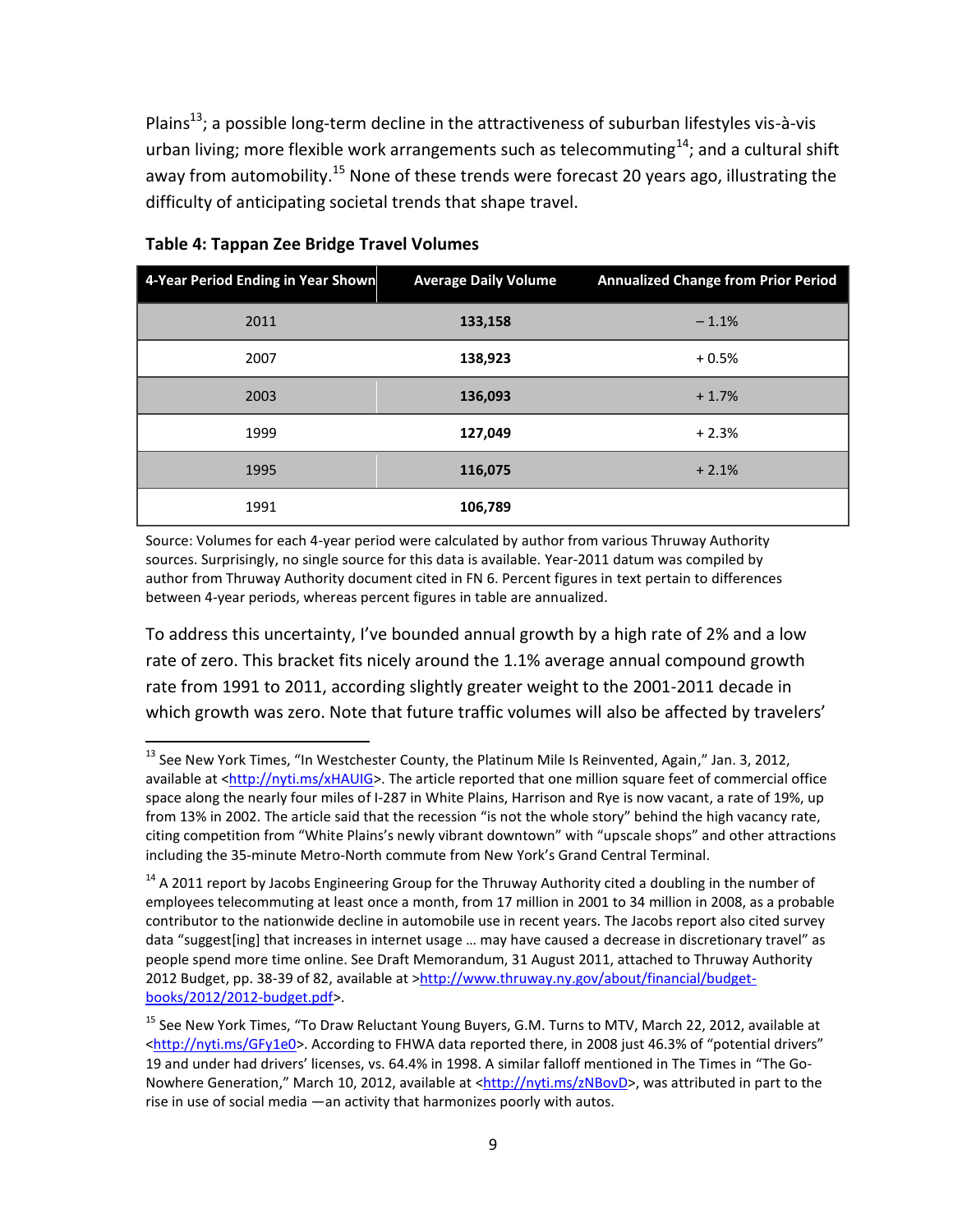Plains[13]; a possible long-term decline in the attractiveness of suburban lifestyles vis-à-vis urban living; more flexible work arrangements such as telecommuting[14]; and a cultural shift away from automobility.[15] None of these trends were forecast 20 years ago, illustrating the difficulty of anticipating societal trends that shape travel.

**Table 4: Tappan Zee Bridge Travel Volumes**

| 4-Year Period Ending in Year Shown | Average Daily Volume | Annualized Change from Prior Period |
|---|---|---|
| 2011 | **133,158** | – 1.1% |
| 2007 | **138,923** | + 0.5% |
| 2003 | **136,093** | + 1.7% |
| 1999 | **127,049** | + 2.3% |
| 1995 | **116,075** | + 2.1% |
| 1991 | **106,789** | |

Source: Volumes for each 4-year period were calculated by author from various Thruway Authority sources. Surprisingly, no single source for this data is available. Year-2011 datum was compiled by author from Thruway Authority document cited in FN 6. Percent figures in text pertain to differences between 4-year periods, whereas percent figures in table are annualized.

To address this uncertainty, I've bounded annual growth by a high rate of 2% and a low rate of zero. This bracket fits nicely around the 1.1% average annual compound growth rate from 1991 to 2011, according slightly greater weight to the 2001-2011 decade in which growth was zero. Note that future traffic volumes will also be affected by travelers'

---

[13] See New York Times, "In Westchester County, the Platinum Mile Is Reinvented, Again," Jan. 3, 2012, available at <http://nyti.ms/xHAUIG>. The article reported that one million square feet of commercial office space along the nearly four miles of I-287 in White Plains, Harrison and Rye is now vacant, a rate of 19%, up from 13% in 2002. The article said that the recession "is not the whole story" behind the high vacancy rate, citing competition from "White Plains's newly vibrant downtown" with "upscale shops" and other attractions including the 35-minute Metro-North commute from New York's Grand Central Terminal.

[14] A 2011 report by Jacobs Engineering Group for the Thruway Authority cited a doubling in the number of employees telecommuting at least once a month, from 17 million in 2001 to 34 million in 2008, as a probable contributor to the nationwide decline in automobile use in recent years. The Jacobs report also cited survey data "suggest[ing] that increases in internet usage … may have caused a decrease in discretionary travel" as people spend more time online. See Draft Memorandum, 31 August 2011, attached to Thruway Authority 2012 Budget, pp. 38-39 of 82, available at >http://www.thruway.ny.gov/about/financial/budget-books/2012/2012-budget.pdf>.

[15] See New York Times, "To Draw Reluctant Young Buyers, G.M. Turns to MTV, March 22, 2012, available at <http://nyti.ms/GFy1e0>. According to FHWA data reported there, in 2008 just 46.3% of "potential drivers" 19 and under had drivers' licenses, vs. 64.4% in 1998. A similar falloff mentioned in The Times in "The Go-Nowhere Generation," March 10, 2012, available at <http://nyti.ms/zNBovD>, was attributed in part to the rise in use of social media —an activity that harmonizes poorly with autos.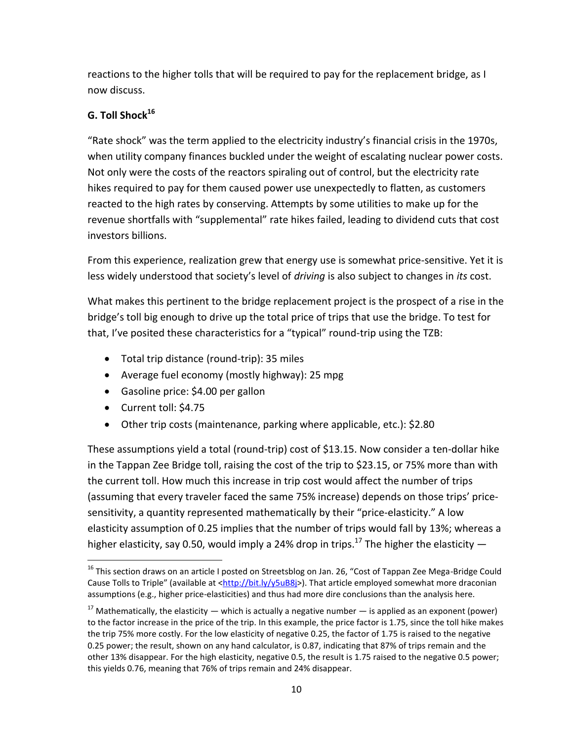reactions to the higher tolls that will be required to pay for the replacement bridge, as I now discuss.

### G. Toll Shock[16]

"Rate shock" was the term applied to the electricity industry's financial crisis in the 1970s, when utility company finances buckled under the weight of escalating nuclear power costs. Not only were the costs of the reactors spiraling out of control, but the electricity rate hikes required to pay for them caused power use unexpectedly to flatten, as customers reacted to the high rates by conserving. Attempts by some utilities to make up for the revenue shortfalls with "supplemental" rate hikes failed, leading to dividend cuts that cost investors billions.

From this experience, realization grew that energy use is somewhat price-sensitive. Yet it is less widely understood that society's level of *driving* is also subject to changes in *its* cost.

What makes this pertinent to the bridge replacement project is the prospect of a rise in the bridge's toll big enough to drive up the total price of trips that use the bridge. To test for that, I've posited these characteristics for a "typical" round-trip using the TZB:

- Total trip distance (round-trip): 35 miles
- Average fuel economy (mostly highway): 25 mpg
- Gasoline price: $4.00 per gallon
- Current toll: $4.75
- Other trip costs (maintenance, parking where applicable, etc.): $2.80

These assumptions yield a total (round-trip) cost of $13.15. Now consider a ten-dollar hike in the Tappan Zee Bridge toll, raising the cost of the trip to $23.15, or 75% more than with the current toll. How much this increase in trip cost would affect the number of trips (assuming that every traveler faced the same 75% increase) depends on those trips' price-sensitivity, a quantity represented mathematically by their "price-elasticity." A low elasticity assumption of 0.25 implies that the number of trips would fall by 13%; whereas a higher elasticity, say 0.50, would imply a 24% drop in trips.[17] The higher the elasticity —

[16] This section draws on an article I posted on Streetsblog on Jan. 26, "Cost of Tappan Zee Mega-Bridge Could Cause Tolls to Triple" (available at <http://bit.ly/y5uB8j>). That article employed somewhat more draconian assumptions (e.g., higher price-elasticities) and thus had more dire conclusions than the analysis here.

[17] Mathematically, the elasticity — which is actually a negative number — is applied as an exponent (power) to the factor increase in the price of the trip. In this example, the price factor is 1.75, since the toll hike makes the trip 75% more costly. For the low elasticity of negative 0.25, the factor of 1.75 is raised to the negative 0.25 power; the result, shown on any hand calculator, is 0.87, indicating that 87% of trips remain and the other 13% disappear. For the high elasticity, negative 0.5, the result is 1.75 raised to the negative 0.5 power; this yields 0.76, meaning that 76% of trips remain and 24% disappear.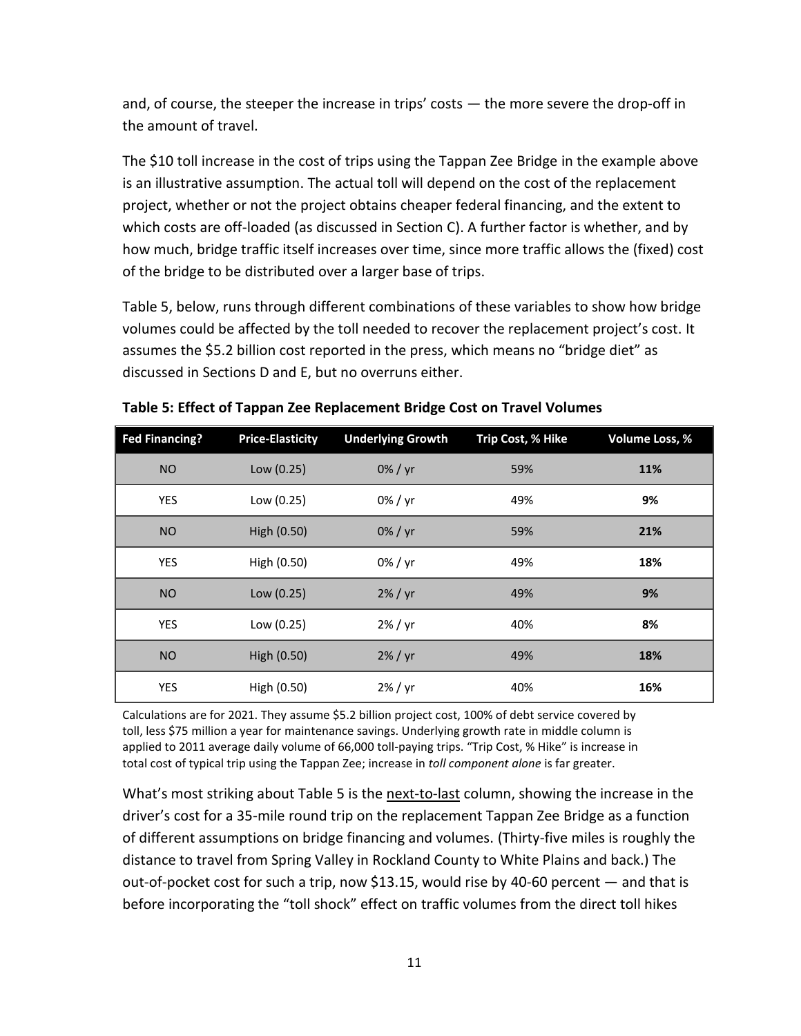and, of course, the steeper the increase in trips' costs — the more severe the drop-off in the amount of travel.

The $10 toll increase in the cost of trips using the Tappan Zee Bridge in the example above is an illustrative assumption. The actual toll will depend on the cost of the replacement project, whether or not the project obtains cheaper federal financing, and the extent to which costs are off-loaded (as discussed in Section C). A further factor is whether, and by how much, bridge traffic itself increases over time, since more traffic allows the (fixed) cost of the bridge to be distributed over a larger base of trips.

Table 5, below, runs through different combinations of these variables to show how bridge volumes could be affected by the toll needed to recover the replacement project's cost. It assumes the $5.2 billion cost reported in the press, which means no "bridge diet" as discussed in Sections D and E, but no overruns either.

**Table 5: Effect of Tappan Zee Replacement Bridge Cost on Travel Volumes**

| Fed Financing? | Price-Elasticity | Underlying Growth | Trip Cost, % Hike | Volume Loss, % |
|---|---|---|---|---|
| NO | Low (0.25) | 0% / yr | 59% | **11%** |
| YES | Low (0.25) | 0% / yr | 49% | **9%** |
| NO | High (0.50) | 0% / yr | 59% | **21%** |
| YES | High (0.50) | 0% / yr | 49% | **18%** |
| NO | Low (0.25) | 2% / yr | 49% | **9%** |
| YES | Low (0.25) | 2% / yr | 40% | **8%** |
| NO | High (0.50) | 2% / yr | 49% | **18%** |
| YES | High (0.50) | 2% / yr | 40% | **16%** |

Calculations are for 2021. They assume $5.2 billion project cost, 100% of debt service covered by toll, less $75 million a year for maintenance savings. Underlying growth rate in middle column is applied to 2011 average daily volume of 66,000 toll-paying trips. "Trip Cost, % Hike" is increase in total cost of typical trip using the Tappan Zee; increase in *toll component alone* is far greater.

What's most striking about Table 5 is the next-to-last column, showing the increase in the driver's cost for a 35-mile round trip on the replacement Tappan Zee Bridge as a function of different assumptions on bridge financing and volumes. (Thirty-five miles is roughly the distance to travel from Spring Valley in Rockland County to White Plains and back.) The out-of-pocket cost for such a trip, now $13.15, would rise by 40-60 percent — and that is before incorporating the "toll shock" effect on traffic volumes from the direct toll hikes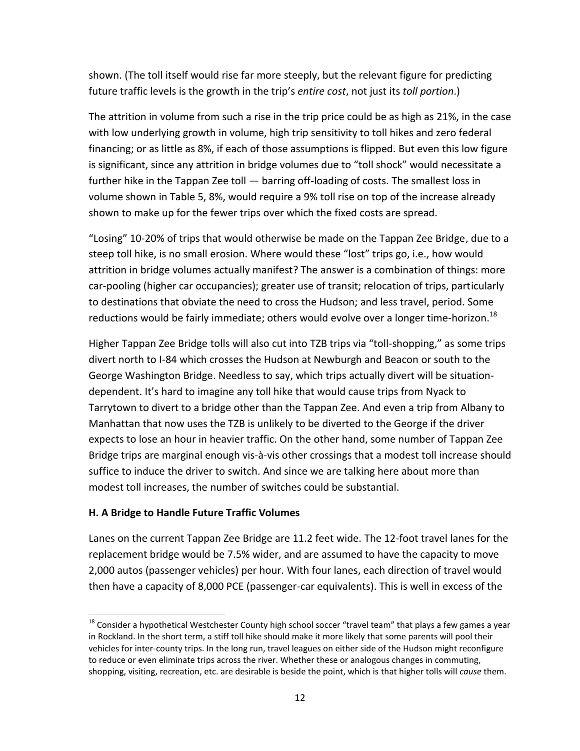shown. (The toll itself would rise far more steeply, but the relevant figure for predicting future traffic levels is the growth in the trip's *entire cost*, not just its *toll portion*.)

The attrition in volume from such a rise in the trip price could be as high as 21%, in the case with low underlying growth in volume, high trip sensitivity to toll hikes and zero federal financing; or as little as 8%, if each of those assumptions is flipped. But even this low figure is significant, since any attrition in bridge volumes due to "toll shock" would necessitate a further hike in the Tappan Zee toll — barring off-loading of costs. The smallest loss in volume shown in Table 5, 8%, would require a 9% toll rise on top of the increase already shown to make up for the fewer trips over which the fixed costs are spread.

"Losing" 10-20% of trips that would otherwise be made on the Tappan Zee Bridge, due to a steep toll hike, is no small erosion. Where would these "lost" trips go, i.e., how would attrition in bridge volumes actually manifest? The answer is a combination of things: more car-pooling (higher car occupancies); greater use of transit; relocation of trips, particularly to destinations that obviate the need to cross the Hudson; and less travel, period. Some reductions would be fairly immediate; others would evolve over a longer time-horizon.[18]

Higher Tappan Zee Bridge tolls will also cut into TZB trips via "toll-shopping," as some trips divert north to I-84 which crosses the Hudson at Newburgh and Beacon or south to the George Washington Bridge. Needless to say, which trips actually divert will be situation-dependent. It's hard to imagine any toll hike that would cause trips from Nyack to Tarrytown to divert to a bridge other than the Tappan Zee. And even a trip from Albany to Manhattan that now uses the TZB is unlikely to be diverted to the George if the driver expects to lose an hour in heavier traffic. On the other hand, some number of Tappan Zee Bridge trips are marginal enough vis-à-vis other crossings that a modest toll increase should suffice to induce the driver to switch. And since we are talking here about more than modest toll increases, the number of switches could be substantial.

### H. A Bridge to Handle Future Traffic Volumes

Lanes on the current Tappan Zee Bridge are 11.2 feet wide. The 12-foot travel lanes for the replacement bridge would be 7.5% wider, and are assumed to have the capacity to move 2,000 autos (passenger vehicles) per hour. With four lanes, each direction of travel would then have a capacity of 8,000 PCE (passenger-car equivalents). This is well in excess of the

[18] Consider a hypothetical Westchester County high school soccer "travel team" that plays a few games a year in Rockland. In the short term, a stiff toll hike should make it more likely that some parents will pool their vehicles for inter-county trips. In the long run, travel leagues on either side of the Hudson might reconfigure to reduce or even eliminate trips across the river. Whether these or analogous changes in commuting, shopping, visiting, recreation, etc. are desirable is beside the point, which is that higher tolls will *cause* them.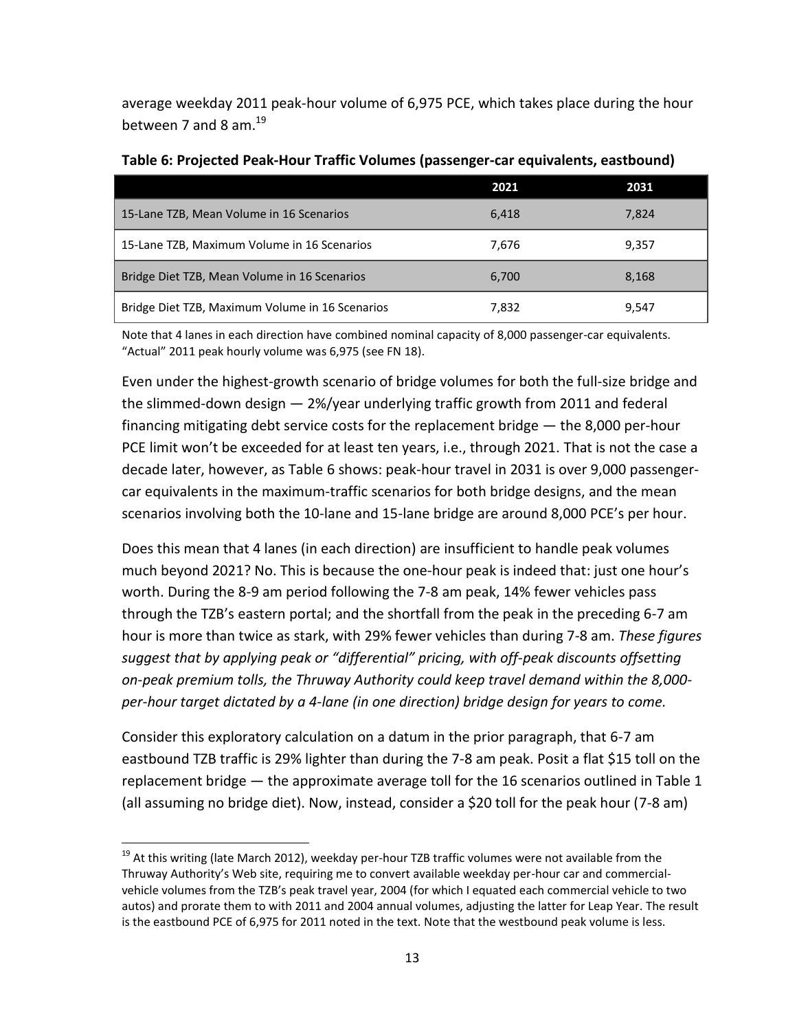average weekday 2011 peak-hour volume of 6,975 PCE, which takes place during the hour between 7 and 8 am.[19]

**Table 6: Projected Peak-Hour Traffic Volumes (passenger-car equivalents, eastbound)**

| | 2021 | 2031 |
|---|---|---|
| 15-Lane TZB, Mean Volume in 16 Scenarios | 6,418 | 7,824 |
| 15-Lane TZB, Maximum Volume in 16 Scenarios | 7,676 | 9,357 |
| Bridge Diet TZB, Mean Volume in 16 Scenarios | 6,700 | 8,168 |
| Bridge Diet TZB, Maximum Volume in 16 Scenarios | 7,832 | 9,547 |

Note that 4 lanes in each direction have combined nominal capacity of 8,000 passenger-car equivalents. "Actual" 2011 peak hourly volume was 6,975 (see FN 18).

Even under the highest-growth scenario of bridge volumes for both the full-size bridge and the slimmed-down design — 2%/year underlying traffic growth from 2011 and federal financing mitigating debt service costs for the replacement bridge — the 8,000 per-hour PCE limit won't be exceeded for at least ten years, i.e., through 2021. That is not the case a decade later, however, as Table 6 shows: peak-hour travel in 2031 is over 9,000 passenger-car equivalents in the maximum-traffic scenarios for both bridge designs, and the mean scenarios involving both the 10-lane and 15-lane bridge are around 8,000 PCE's per hour.

Does this mean that 4 lanes (in each direction) are insufficient to handle peak volumes much beyond 2021? No. This is because the one-hour peak is indeed that: just one hour's worth. During the 8-9 am period following the 7-8 am peak, 14% fewer vehicles pass through the TZB's eastern portal; and the shortfall from the peak in the preceding 6-7 am hour is more than twice as stark, with 29% fewer vehicles than during 7-8 am. *These figures suggest that by applying peak or "differential" pricing, with off-peak discounts offsetting on-peak premium tolls, the Thruway Authority could keep travel demand within the 8,000-per-hour target dictated by a 4-lane (in one direction) bridge design for years to come.*

Consider this exploratory calculation on a datum in the prior paragraph, that 6-7 am eastbound TZB traffic is 29% lighter than during the 7-8 am peak. Posit a flat $15 toll on the replacement bridge — the approximate average toll for the 16 scenarios outlined in Table 1 (all assuming no bridge diet). Now, instead, consider a $20 toll for the peak hour (7-8 am)

[19] At this writing (late March 2012), weekday per-hour TZB traffic volumes were not available from the Thruway Authority's Web site, requiring me to convert available weekday per-hour car and commercial-vehicle volumes from the TZB's peak travel year, 2004 (for which I equated each commercial vehicle to two autos) and prorate them to with 2011 and 2004 annual volumes, adjusting the latter for Leap Year. The result is the eastbound PCE of 6,975 for 2011 noted in the text. Note that the westbound peak volume is less.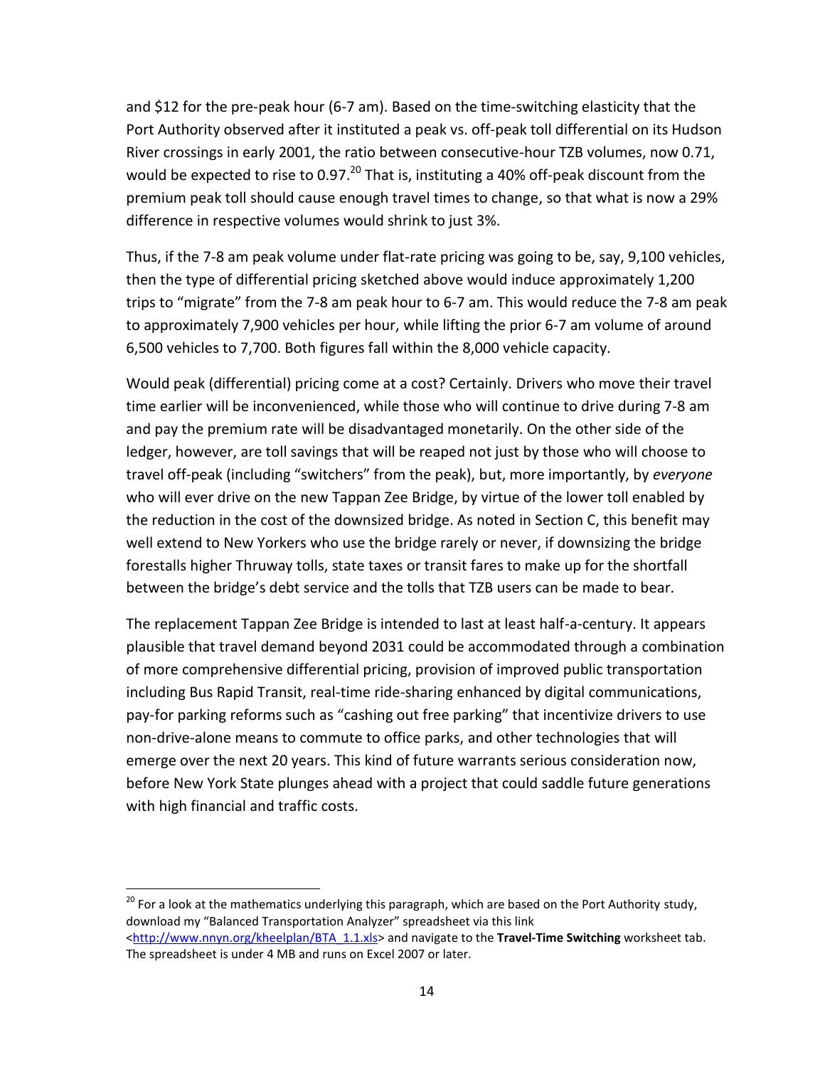and $12 for the pre-peak hour (6-7 am). Based on the time-switching elasticity that the Port Authority observed after it instituted a peak vs. off-peak toll differential on its Hudson River crossings in early 2001, the ratio between consecutive-hour TZB volumes, now 0.71, would be expected to rise to 0.97.[20] That is, instituting a 40% off-peak discount from the premium peak toll should cause enough travel times to change, so that what is now a 29% difference in respective volumes would shrink to just 3%.

Thus, if the 7-8 am peak volume under flat-rate pricing was going to be, say, 9,100 vehicles, then the type of differential pricing sketched above would induce approximately 1,200 trips to "migrate" from the 7-8 am peak hour to 6-7 am. This would reduce the 7-8 am peak to approximately 7,900 vehicles per hour, while lifting the prior 6-7 am volume of around 6,500 vehicles to 7,700. Both figures fall within the 8,000 vehicle capacity.

Would peak (differential) pricing come at a cost? Certainly. Drivers who move their travel time earlier will be inconvenienced, while those who will continue to drive during 7-8 am and pay the premium rate will be disadvantaged monetarily. On the other side of the ledger, however, are toll savings that will be reaped not just by those who will choose to travel off-peak (including "switchers" from the peak), but, more importantly, by *everyone* who will ever drive on the new Tappan Zee Bridge, by virtue of the lower toll enabled by the reduction in the cost of the downsized bridge. As noted in Section C, this benefit may well extend to New Yorkers who use the bridge rarely or never, if downsizing the bridge forestalls higher Thruway tolls, state taxes or transit fares to make up for the shortfall between the bridge's debt service and the tolls that TZB users can be made to bear.

The replacement Tappan Zee Bridge is intended to last at least half-a-century. It appears plausible that travel demand beyond 2031 could be accommodated through a combination of more comprehensive differential pricing, provision of improved public transportation including Bus Rapid Transit, real-time ride-sharing enhanced by digital communications, pay-for parking reforms such as "cashing out free parking" that incentivize drivers to use non-drive-alone means to commute to office parks, and other technologies that will emerge over the next 20 years. This kind of future warrants serious consideration now, before New York State plunges ahead with a project that could saddle future generations with high financial and traffic costs.

---

[20] For a look at the mathematics underlying this paragraph, which are based on the Port Authority study, download my "Balanced Transportation Analyzer" spreadsheet via this link <http://www.nnyn.org/kheelplan/BTA_1.1.xls> and navigate to the **Travel-Time Switching** worksheet tab. The spreadsheet is under 4 MB and runs on Excel 2007 or later.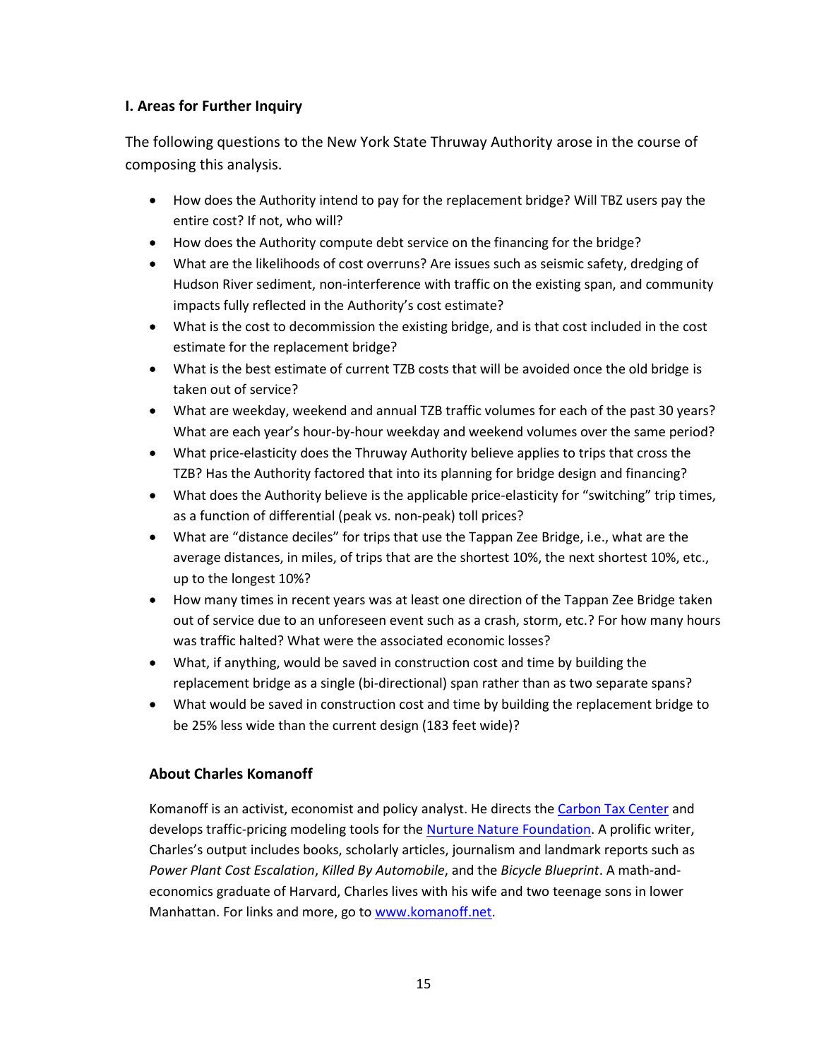### I. Areas for Further Inquiry

The following questions to the New York State Thruway Authority arose in the course of composing this analysis.

- How does the Authority intend to pay for the replacement bridge? Will TBZ users pay the entire cost? If not, who will?
- How does the Authority compute debt service on the financing for the bridge?
- What are the likelihoods of cost overruns? Are issues such as seismic safety, dredging of Hudson River sediment, non-interference with traffic on the existing span, and community impacts fully reflected in the Authority's cost estimate?
- What is the cost to decommission the existing bridge, and is that cost included in the cost estimate for the replacement bridge?
- What is the best estimate of current TZB costs that will be avoided once the old bridge is taken out of service?
- What are weekday, weekend and annual TZB traffic volumes for each of the past 30 years? What are each year's hour-by-hour weekday and weekend volumes over the same period?
- What price-elasticity does the Thruway Authority believe applies to trips that cross the TZB? Has the Authority factored that into its planning for bridge design and financing?
- What does the Authority believe is the applicable price-elasticity for "switching" trip times, as a function of differential (peak vs. non-peak) toll prices?
- What are "distance deciles" for trips that use the Tappan Zee Bridge, i.e., what are the average distances, in miles, of trips that are the shortest 10%, the next shortest 10%, etc., up to the longest 10%?
- How many times in recent years was at least one direction of the Tappan Zee Bridge taken out of service due to an unforeseen event such as a crash, storm, etc.? For how many hours was traffic halted? What were the associated economic losses?
- What, if anything, would be saved in construction cost and time by building the replacement bridge as a single (bi-directional) span rather than as two separate spans?
- What would be saved in construction cost and time by building the replacement bridge to be 25% less wide than the current design (183 feet wide)?

### About Charles Komanoff

Komanoff is an activist, economist and policy analyst. He directs the [Carbon Tax Center] and develops traffic-pricing modeling tools for the [Nurture Nature Foundation]. A prolific writer, Charles's output includes books, scholarly articles, journalism and landmark reports such as *Power Plant Cost Escalation*, *Killed By Automobile*, and the *Bicycle Blueprint*. A math-and-economics graduate of Harvard, Charles lives with his wife and two teenage sons in lower Manhattan. For links and more, go to www.komanoff.net.